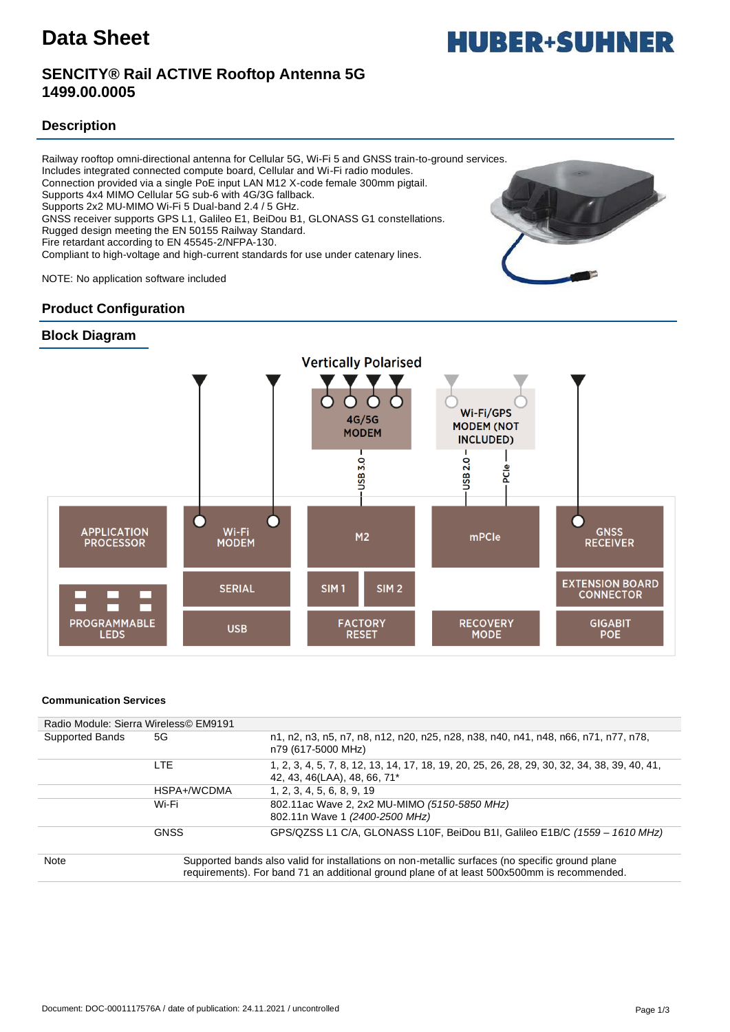# Data Sheet

## SENCITY® Rail ACTIVE Rooftop Antenna 5G
## 1499.00.0005

## Description

Railway rooftop omni-directional antenna for Cellular 5G, Wi-Fi 5 and GNSS train-to-ground services.
Includes integrated connected compute board, Cellular and Wi-Fi radio modules.
Connection provided via a single PoE input LAN M12 X-code female 300mm pigtail.
Supports 4x4 MIMO Cellular 5G sub-6 with 4G/3G fallback.
Supports 2x2 MU-MIMO Wi-Fi 5 Dual-band 2.4 / 5 GHz.
GNSS receiver supports GPS L1, Galileo E1, BeiDou B1, GLONASS G1 constellations.
Rugged design meeting the EN 50155 Railway Standard.
Fire retardant according to EN 45545-2/NFPA-130.
Compliant to high-voltage and high-current standards for use under catenary lines.

NOTE: No application software included

## Product Configuration

## Block Diagram

Vertically Polarised

4G/5G MODEM — Wi-Fi/GPS MODEM (NOT INCLUDED) — USB 3.0 — USB 2.0 — PCIe

APPLICATION PROCESSOR — Wi-Fi MODEM — M2 — mPCIe — GNSS RECEIVER

SERIAL — SIM 1 — SIM 2 — EXTENSION BOARD CONNECTOR

PROGRAMMABLE LEDS — USB — FACTORY RESET — RECOVERY MODE — GIGABIT POE

**Communication Services**

| Radio Module: Sierra Wireless© EM9191 | | |
|---|---|---|
| Supported Bands | 5G | n1, n2, n3, n5, n7, n8, n12, n20, n25, n28, n38, n40, n41, n48, n66, n71, n77, n78, n79 (617-5000 MHz) |
| | LTE | 1, 2, 3, 4, 5, 7, 8, 12, 13, 14, 17, 18, 19, 20, 25, 26, 28, 29, 30, 32, 34, 38, 39, 40, 41, 42, 43, 46(LAA), 48, 66, 71* |
| | HSPA+/WCDMA | 1, 2, 3, 4, 5, 6, 8, 9, 19 |
| | Wi-Fi | 802.11ac Wave 2, 2x2 MU-MIMO *(5150-5850 MHz)*<br>802.11n Wave 1 *(2400-2500 MHz)* |
| | GNSS | GPS/QZSS L1 C/A, GLONASS L10F, BeiDou B1I, Galileo E1B/C *(1559 – 1610 MHz)* |
| Note | Supported bands also valid for installations on non-metallic surfaces (no specific ground plane requirements). For band 71 an additional ground plane of at least 500x500mm is recommended. | |

Document: DOC-0001117576A / date of publication: 24.11.2021 / uncontrolled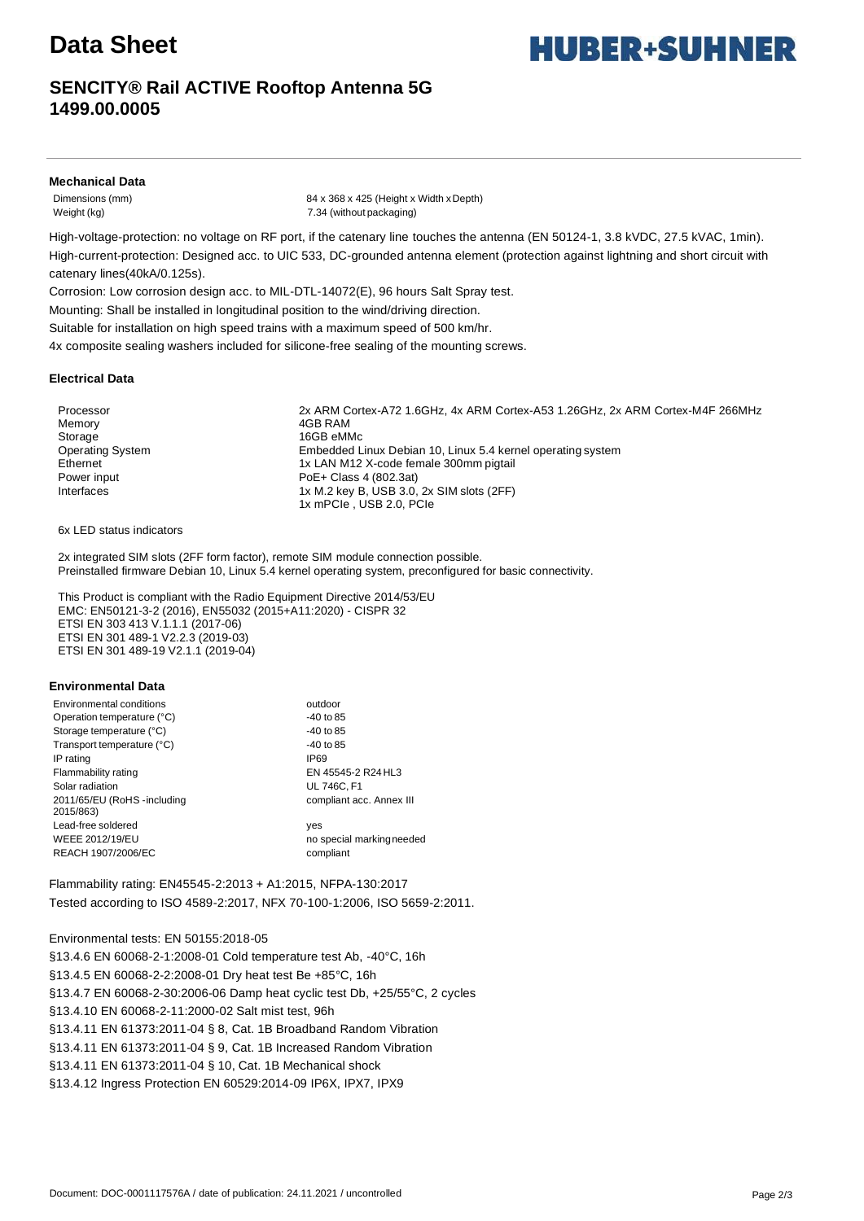# Data Sheet

## SENCITY® Rail ACTIVE Rooftop Antenna 5G 1499.00.0005

### Mechanical Data

| | |
|---|---|
| Dimensions (mm) | 84 x 368 x 425 (Height x Width x Depth) |
| Weight (kg) | 7.34 (without packaging) |

High-voltage-protection: no voltage on RF port, if the catenary line touches the antenna (EN 50124-1, 3.8 kVDC, 27.5 kVAC, 1min).

High-current-protection: Designed acc. to UIC 533, DC-grounded antenna element (protection against lightning and short circuit with catenary lines(40kA/0.125s).

Corrosion: Low corrosion design acc. to MIL-DTL-14072(E), 96 hours Salt Spray test.

Mounting: Shall be installed in longitudinal position to the wind/driving direction.

Suitable for installation on high speed trains with a maximum speed of 500 km/hr.

4x composite sealing washers included for silicone-free sealing of the mounting screws.

### Electrical Data

| | |
|---|---|
| Processor | 2x ARM Cortex-A72 1.6GHz, 4x ARM Cortex-A53 1.26GHz, 2x ARM Cortex-M4F 266MHz |
| Memory | 4GB RAM |
| Storage | 16GB eMMc |
| Operating System | Embedded Linux Debian 10, Linux 5.4 kernel operating system |
| Ethernet | 1x LAN M12 X-code female 300mm pigtail |
| Power input | PoE+ Class 4 (802.3at) |
| Interfaces | 1x M.2 key B, USB 3.0, 2x SIM slots (2FF)<br>1x mPCIe , USB 2.0, PCIe |

6x LED status indicators

2x integrated SIM slots (2FF form factor), remote SIM module connection possible.
Preinstalled firmware Debian 10, Linux 5.4 kernel operating system, preconfigured for basic connectivity.

This Product is compliant with the Radio Equipment Directive 2014/53/EU
EMC: EN50121-3-2 (2016), EN55032 (2015+A11:2020) - CISPR 32
ETSI EN 303 413 V.1.1.1 (2017-06)
ETSI EN 301 489-1 V2.2.3 (2019-03)
ETSI EN 301 489-19 V2.1.1 (2019-04)

### Environmental Data

| | |
|---|---|
| Environmental conditions | outdoor |
| Operation temperature (°C) | -40 to 85 |
| Storage temperature (°C) | -40 to 85 |
| Transport temperature (°C) | -40 to 85 |
| IP rating | IP69 |
| Flammability rating | EN 45545-2 R24 HL3 |
| Solar radiation | UL 746C, F1 |
| 2011/65/EU (RoHS -including 2015/863) | compliant acc. Annex III |
| Lead-free soldered | yes |
| WEEE 2012/19/EU | no special marking needed |
| REACH 1907/2006/EC | compliant |

Flammability rating: EN45545-2:2013 + A1:2015, NFPA-130:2017

Tested according to ISO 4589-2:2017, NFX 70-100-1:2006, ISO 5659-2:2011.

Environmental tests: EN 50155:2018-05

§13.4.6 EN 60068-2-1:2008-01 Cold temperature test Ab, -40°C, 16h

§13.4.5 EN 60068-2-2:2008-01 Dry heat test Be +85°C, 16h

§13.4.7 EN 60068-2-30:2006-06 Damp heat cyclic test Db, +25/55°C, 2 cycles

§13.4.10 EN 60068-2-11:2000-02 Salt mist test, 96h

§13.4.11 EN 61373:2011-04 § 8, Cat. 1B Broadband Random Vibration

§13.4.11 EN 61373:2011-04 § 9, Cat. 1B Increased Random Vibration

§13.4.11 EN 61373:2011-04 § 10, Cat. 1B Mechanical shock

§13.4.12 Ingress Protection EN 60529:2014-09 IP6X, IPX7, IPX9

Document: DOC-0001117576A / date of publication: 24.11.2021 / uncontrolled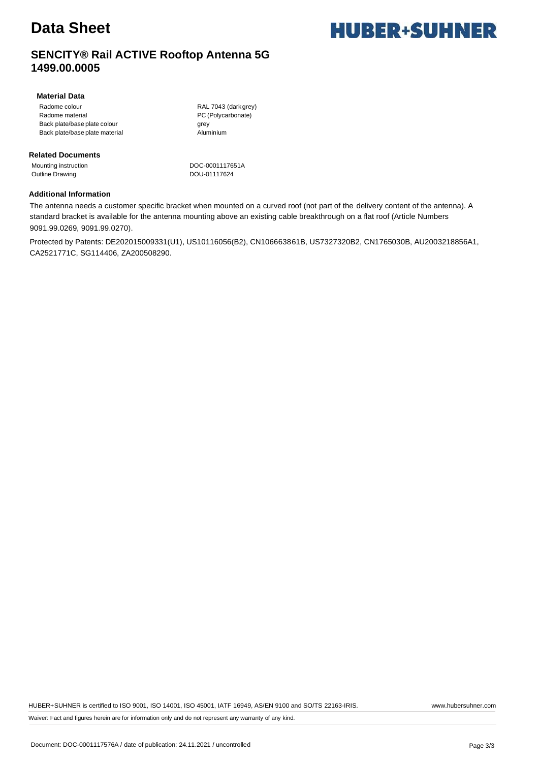# Data Sheet

## SENCITY® Rail ACTIVE Rooftop Antenna 5G 1499.00.0005

### Material Data

| | |
|---|---|
| Radome colour | RAL 7043 (dark grey) |
| Radome material | PC (Polycarbonate) |
| Back plate/base plate colour | grey |
| Back plate/base plate material | Aluminium |

### Related Documents

| | |
|---|---|
| Mounting instruction | DOC-0001117651A |
| Outline Drawing | DOU-01117624 |

### Additional Information

The antenna needs a customer specific bracket when mounted on a curved roof (not part of the delivery content of the antenna). A standard bracket is available for the antenna mounting above an existing cable breakthrough on a flat roof (Article Numbers 9091.99.0269, 9091.99.0270).

Protected by Patents: DE202015009331(U1), US10116056(B2), CN106663861B, US7327320B2, CN1765030B, AU2003218856A1, CA2521771C, SG114406, ZA200508290.

HUBER+SUHNER is certified to ISO 9001, ISO 14001, ISO 45001, IATF 16949, AS/EN 9100 and SO/TS 22163-IRIS.

www.hubersuhner.com

Waiver: Fact and figures herein are for information only and do not represent any warranty of any kind.

Document: DOC-0001117576A / date of publication: 24.11.2021 / uncontrolled